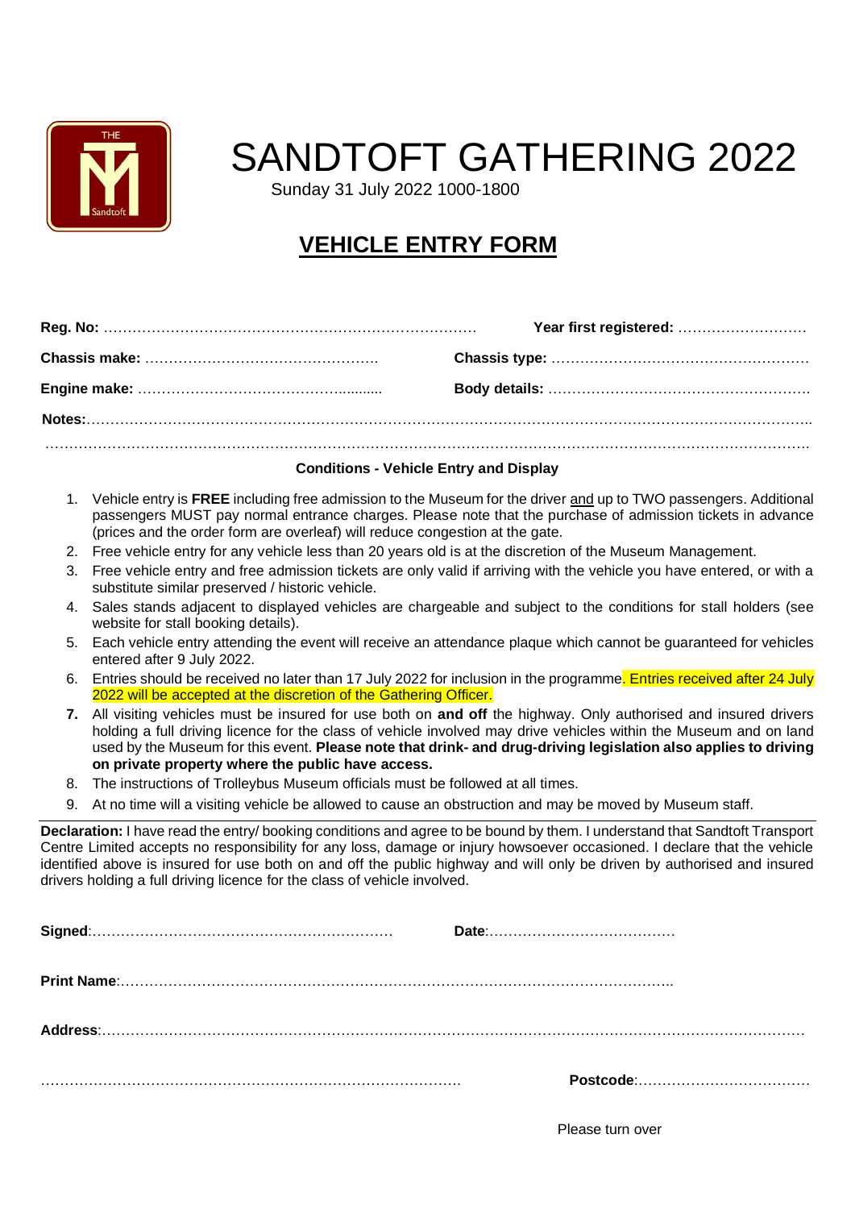# SANDTOFT GATHERING 2022

Sunday 31 July 2022 1000-1800

## VEHICLE ENTRY FORM

**Reg. No:** ………………………………………………………………… **Year first registered:** ………………………

**Chassis make:** …………………………………………… **Chassis type:** ………………………………………………

**Engine make:** …………………………………….......... **Body details:** ………………………………………………

**Notes:**……………………………………………………………………………………………………………………………

……………………………………………………………………………………………………………………………………

**Conditions - Vehicle Entry and Display**

1. Vehicle entry is **FREE** including free admission to the Museum for the driver and up to TWO passengers. Additional passengers MUST pay normal entrance charges. Please note that the purchase of admission tickets in advance (prices and the order form are overleaf) will reduce congestion at the gate.
2. Free vehicle entry for any vehicle less than 20 years old is at the discretion of the Museum Management.
3. Free vehicle entry and free admission tickets are only valid if arriving with the vehicle you have entered, or with a substitute similar preserved / historic vehicle.
4. Sales stands adjacent to displayed vehicles are chargeable and subject to the conditions for stall holders (see website for stall booking details).
5. Each vehicle entry attending the event will receive an attendance plaque which cannot be guaranteed for vehicles entered after 9 July 2022.
6. Entries should be received no later than 17 July 2022 for inclusion in the programme. Entries received after 24 July 2022 will be accepted at the discretion of the Gathering Officer.
7. All visiting vehicles must be insured for use both on **and off** the highway. Only authorised and insured drivers holding a full driving licence for the class of vehicle involved may drive vehicles within the Museum and on land used by the Museum for this event. **Please note that drink- and drug-driving legislation also applies to driving on private property where the public have access.**
8. The instructions of Trolleybus Museum officials must be followed at all times.
9. At no time will a visiting vehicle be allowed to cause an obstruction and may be moved by Museum staff.

**Declaration:** I have read the entry/ booking conditions and agree to be bound by them. I understand that Sandtoft Transport Centre Limited accepts no responsibility for any loss, damage or injury howsoever occasioned. I declare that the vehicle identified above is insured for use both on and off the public highway and will only be driven by authorised and insured drivers holding a full driving licence for the class of vehicle involved.

**Signed**:……………………………………………………… **Date**:…………………………………

**Print Name**:……………………………………………………………………………………………………..

**Address**:……………………………………………………………………………………………………………………

…………………………………………………………………………… **Postcode**:………………………………

Please turn over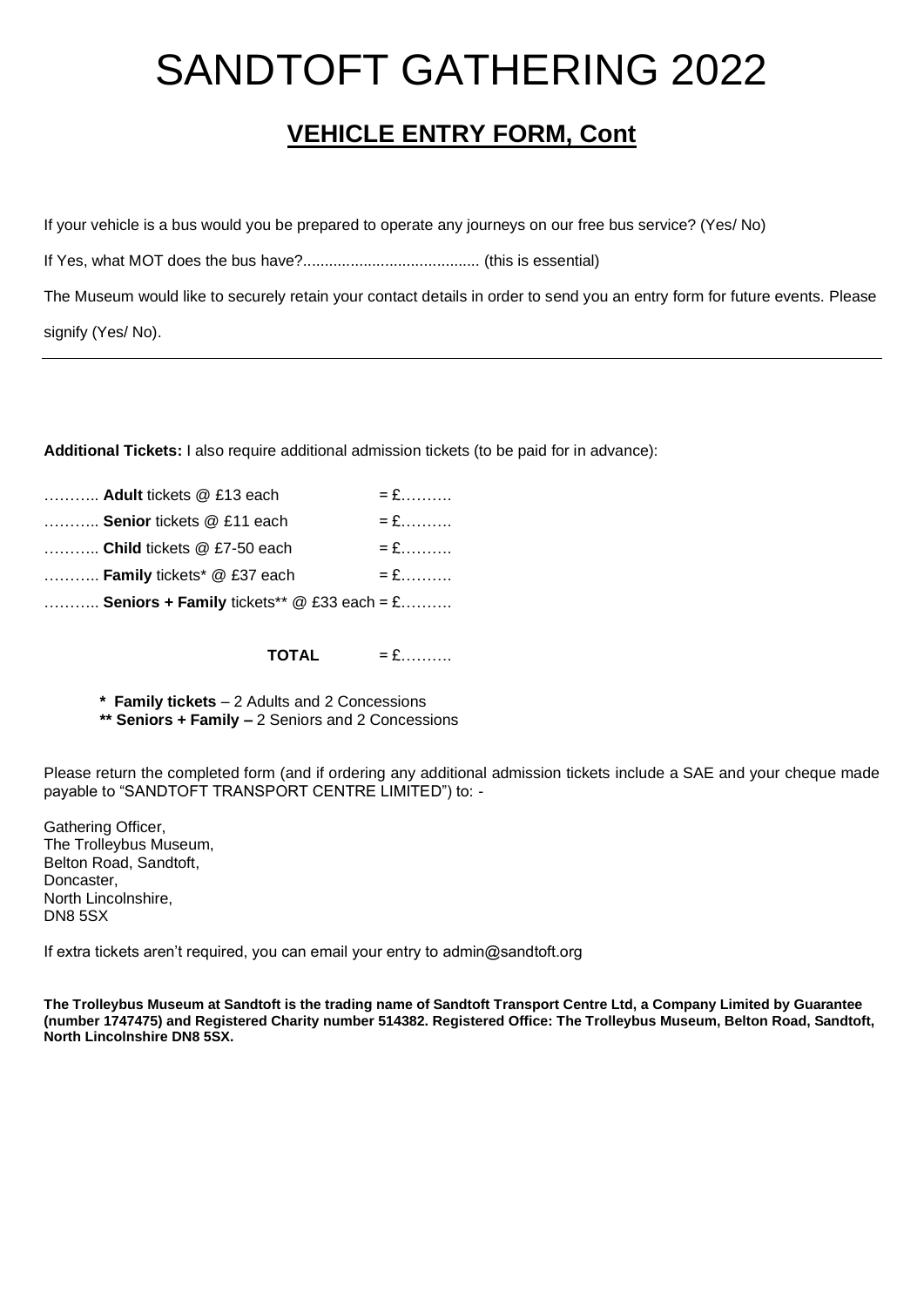# SANDTOFT GATHERING 2022

## VEHICLE ENTRY FORM, Cont

If your vehicle is a bus would you be prepared to operate any journeys on our free bus service? (Yes/ No)

If Yes, what MOT does the bus have?......................................... (this is essential)

The Museum would like to securely retain your contact details in order to send you an entry form for future events. Please signify (Yes/ No).

---

**Additional Tickets:** I also require additional admission tickets (to be paid for in advance):

……….. **Adult** tickets @ £13 each = £……….

……….. **Senior** tickets @ £11 each = £……….

……….. **Child** tickets @ £7-50 each = £……….

……….. **Family** tickets* @ £37 each = £……….

……….. **Seniors + Family** tickets** @ £33 each = £……….

**TOTAL** = £……….

**\* Family tickets** – 2 Adults and 2 Concessions
**\*\* Seniors + Family –** 2 Seniors and 2 Concessions

Please return the completed form (and if ordering any additional admission tickets include a SAE and your cheque made payable to "SANDTOFT TRANSPORT CENTRE LIMITED") to: -

Gathering Officer,
The Trolleybus Museum,
Belton Road, Sandtoft,
Doncaster,
North Lincolnshire,
DN8 5SX

If extra tickets aren't required, you can email your entry to admin@sandtoft.org

**The Trolleybus Museum at Sandtoft is the trading name of Sandtoft Transport Centre Ltd, a Company Limited by Guarantee (number 1747475) and Registered Charity number 514382. Registered Office: The Trolleybus Museum, Belton Road, Sandtoft, North Lincolnshire DN8 5SX.**